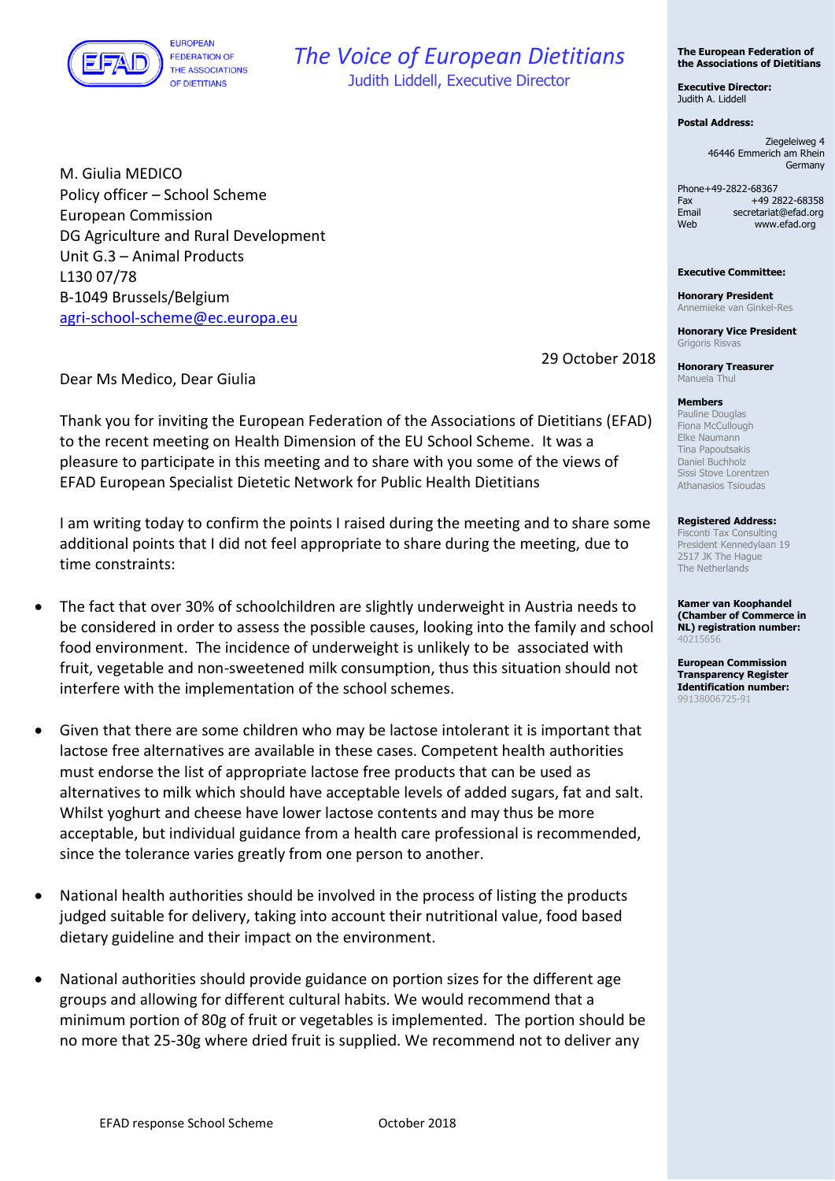EUROPEAN FEDERATION OF THE ASSOCIATIONS OF DIETITIANS

*The Voice of European Dietitians*

Judith Liddell, Executive Director

**The European Federation of the Associations of Dietitians**

**Executive Director:**
Judith A. Liddell

**Postal Address:**
Ziegeleiweg 4
46446 Emmerich am Rhein
Germany

Phone +49-2822-68367
Fax +49 2822-68358
Email secretariat@efad.org
Web www.efad.org

**Executive Committee:**

**Honorary President**
Annemieke van Ginkel-Res

**Honorary Vice President**
Grigoris Risvas

**Honorary Treasurer**
Manuela Thul

**Members**
Pauline Douglas
Fiona McCullough
Elke Naumann
Tina Papoutsakis
Daniel Buchholz
Sissi Stove Lorentzen
Athanasios Tsioudas

**Registered Address:**
Fisconti Tax Consulting
President Kennedylaan 19
2517 JK The Hague
The Netherlands

**Kamer van Koophandel (Chamber of Commerce in NL) registration number:**
40215656

**European Commission Transparency Register Identification number:**
99138006725-91

M. Giulia MEDICO
Policy officer – School Scheme
European Commission
DG Agriculture and Rural Development
Unit G.3 – Animal Products
L130 07/78
B-1049 Brussels/Belgium
agri-school-scheme@ec.europa.eu

29 October 2018

Dear Ms Medico, Dear Giulia

Thank you for inviting the European Federation of the Associations of Dietitians (EFAD) to the recent meeting on Health Dimension of the EU School Scheme. It was a pleasure to participate in this meeting and to share with you some of the views of EFAD European Specialist Dietetic Network for Public Health Dietitians

I am writing today to confirm the points I raised during the meeting and to share some additional points that I did not feel appropriate to share during the meeting, due to time constraints:

- The fact that over 30% of schoolchildren are slightly underweight in Austria needs to be considered in order to assess the possible causes, looking into the family and school food environment. The incidence of underweight is unlikely to be associated with fruit, vegetable and non-sweetened milk consumption, thus this situation should not interfere with the implementation of the school schemes.

- Given that there are some children who may be lactose intolerant it is important that lactose free alternatives are available in these cases. Competent health authorities must endorse the list of appropriate lactose free products that can be used as alternatives to milk which should have acceptable levels of added sugars, fat and salt. Whilst yoghurt and cheese have lower lactose contents and may thus be more acceptable, but individual guidance from a health care professional is recommended, since the tolerance varies greatly from one person to another.

- National health authorities should be involved in the process of listing the products judged suitable for delivery, taking into account their nutritional value, food based dietary guideline and their impact on the environment.

- National authorities should provide guidance on portion sizes for the different age groups and allowing for different cultural habits. We would recommend that a minimum portion of 80g of fruit or vegetables is implemented. The portion should be no more that 25-30g where dried fruit is supplied. We recommend not to deliver any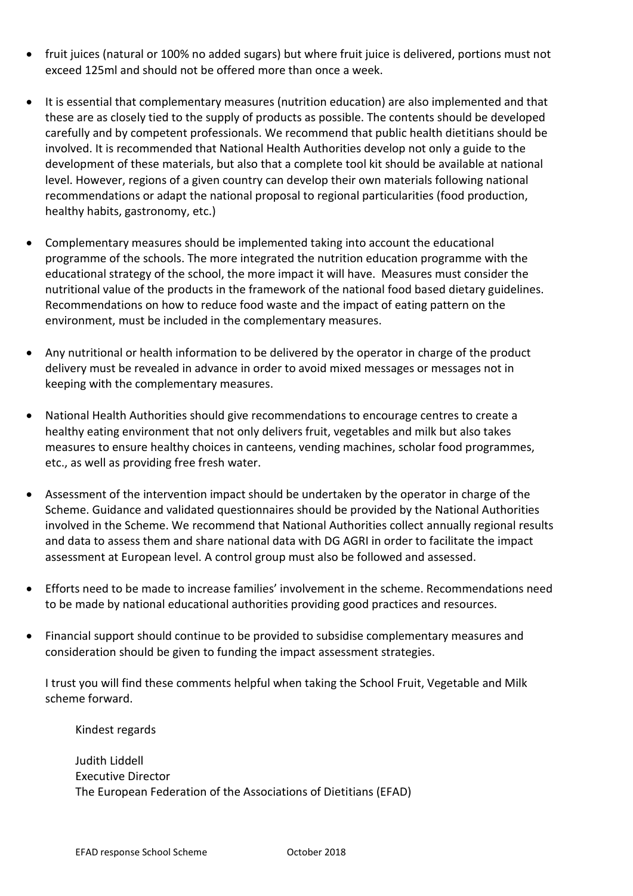- fruit juices (natural or 100% no added sugars) but where fruit juice is delivered, portions must not exceed 125ml and should not be offered more than once a week.

- It is essential that complementary measures (nutrition education) are also implemented and that these are as closely tied to the supply of products as possible. The contents should be developed carefully and by competent professionals. We recommend that public health dietitians should be involved. It is recommended that National Health Authorities develop not only a guide to the development of these materials, but also that a complete tool kit should be available at national level. However, regions of a given country can develop their own materials following national recommendations or adapt the national proposal to regional particularities (food production, healthy habits, gastronomy, etc.)

- Complementary measures should be implemented taking into account the educational programme of the schools. The more integrated the nutrition education programme with the educational strategy of the school, the more impact it will have. Measures must consider the nutritional value of the products in the framework of the national food based dietary guidelines. Recommendations on how to reduce food waste and the impact of eating pattern on the environment, must be included in the complementary measures.

- Any nutritional or health information to be delivered by the operator in charge of the product delivery must be revealed in advance in order to avoid mixed messages or messages not in keeping with the complementary measures.

- National Health Authorities should give recommendations to encourage centres to create a healthy eating environment that not only delivers fruit, vegetables and milk but also takes measures to ensure healthy choices in canteens, vending machines, scholar food programmes, etc., as well as providing free fresh water.

- Assessment of the intervention impact should be undertaken by the operator in charge of the Scheme. Guidance and validated questionnaires should be provided by the National Authorities involved in the Scheme. We recommend that National Authorities collect annually regional results and data to assess them and share national data with DG AGRI in order to facilitate the impact assessment at European level. A control group must also be followed and assessed.

- Efforts need to be made to increase families' involvement in the scheme. Recommendations need to be made by national educational authorities providing good practices and resources.

- Financial support should continue to be provided to subsidise complementary measures and consideration should be given to funding the impact assessment strategies.

I trust you will find these comments helpful when taking the School Fruit, Vegetable and Milk scheme forward.

Kindest regards

Judith Liddell
Executive Director
The European Federation of the Associations of Dietitians (EFAD)